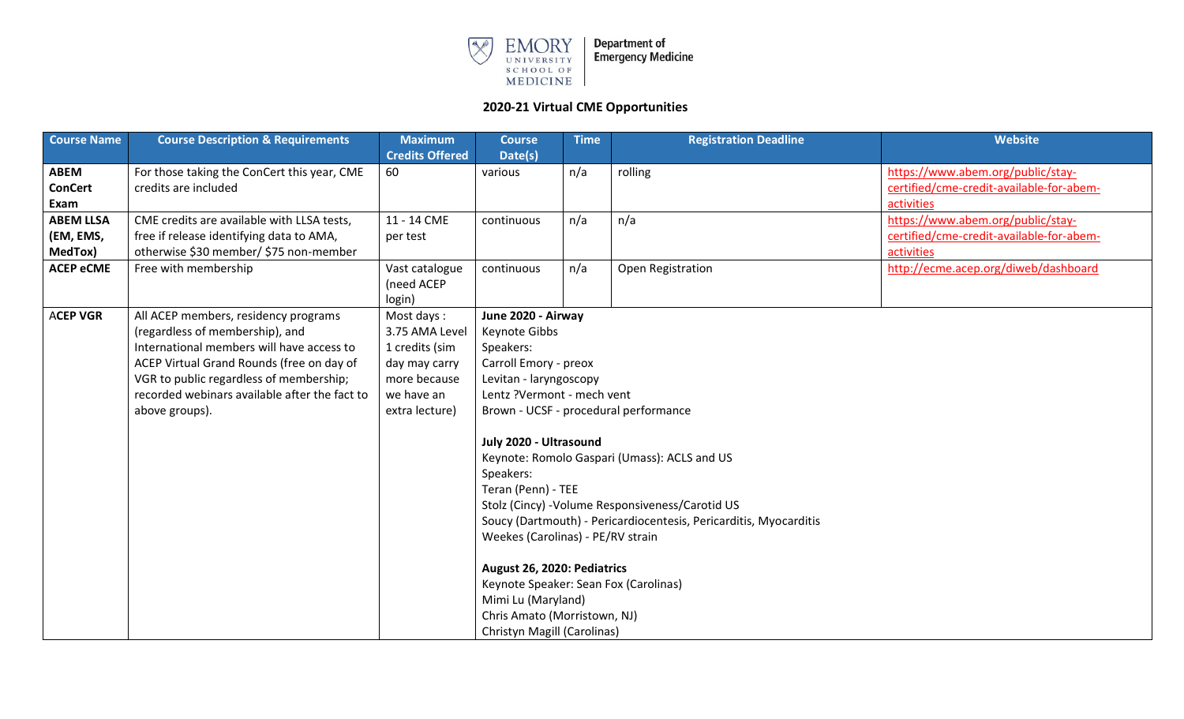Emory University School of Medicine | Department of Emergency Medicine

## 2020-21 Virtual CME Opportunities

| Course Name | Course Description & Requirements | Maximum Credits Offered | Course Date(s) | Time | Registration Deadline | Website |
|---|---|---|---|---|---|---|
| **ABEM ConCert Exam** | For those taking the ConCert this year, CME credits are included | 60 | various | n/a | rolling | https://www.abem.org/public/stay-certified/cme-credit-available-for-abem-activities |
| **ABEM LLSA (EM, EMS, MedTox)** | CME credits are available with LLSA tests, free if release identifying data to AMA, otherwise $30 member/ $75 non-member | 11 - 14 CME per test | continuous | n/a | n/a | https://www.abem.org/public/stay-certified/cme-credit-available-for-abem-activities |
| **ACEP eCME** | Free with membership | Vast catalogue (need ACEP login) | continuous | n/a | Open Registration | http://ecme.acep.org/diweb/dashboard |
| **ACEP VGR** | All ACEP members, residency programs (regardless of membership), and International members will have access to ACEP Virtual Grand Rounds (free on day of VGR to public regardless of membership; recorded webinars available after the fact to above groups). | Most days : 3.75 AMA Level 1 credits (sim day may carry more because we have an extra lecture) | **June 2020 - Airway**<br>Keynote Gibbs<br>Speakers:<br>Carroll Emory - preox<br>Levitan - laryngoscopy<br>Lentz ?Vermont - mech vent<br>Brown - UCSF - procedural performance<br><br>**July 2020 - Ultrasound**<br>Keynote: Romolo Gaspari (Umass): ACLS and US<br>Speakers:<br>Teran (Penn) - TEE<br>Stolz (Cincy) -Volume Responsiveness/Carotid US<br>Soucy (Dartmouth) - Pericardiocentesis, Pericarditis, Myocarditis<br>Weekes (Carolinas) - PE/RV strain<br><br>**August 26, 2020: Pediatrics**<br>Keynote Speaker: Sean Fox (Carolinas)<br>Mimi Lu (Maryland)<br>Chris Amato (Morristown, NJ)<br>Christyn Magill (Carolinas) | | | |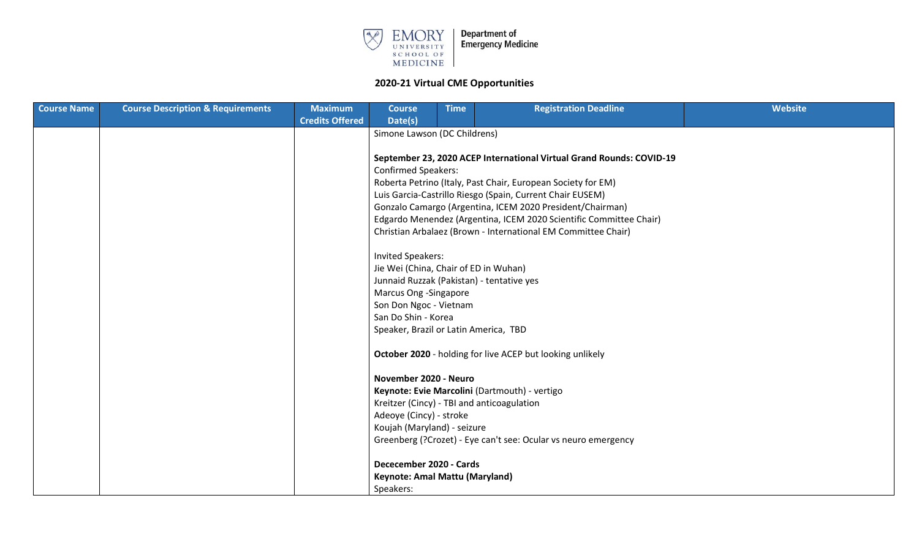## 2020-21 Virtual CME Opportunities

| Course Name | Course Description & Requirements | Maximum Credits Offered | Course Date(s) | Time | Registration Deadline | Website |
|---|---|---|---|---|---|---|
| | | | Simone Lawson (DC Childrens)<br><br>**September 23, 2020 ACEP International Virtual Grand Rounds: COVID-19**<br>Confirmed Speakers:<br>Roberta Petrino (Italy, Past Chair, European Society for EM)<br>Luis Garcia-Castrillo Riesgo (Spain, Current Chair EUSEM)<br>Gonzalo Camargo (Argentina, ICEM 2020 President/Chairman)<br>Edgardo Menendez (Argentina, ICEM 2020 Scientific Committee Chair)<br>Christian Arbalaez (Brown - International EM Committee Chair)<br><br>Invited Speakers:<br>Jie Wei (China, Chair of ED in Wuhan)<br>Junnaid Ruzzak (Pakistan) - tentative yes<br>Marcus Ong -Singapore<br>Son Don Ngoc - Vietnam<br>San Do Shin - Korea<br>Speaker, Brazil or Latin America, TBD<br><br>**October 2020** - holding for live ACEP but looking unlikely<br><br>**November 2020 - Neuro**<br>**Keynote: Evie Marcolini** (Dartmouth) - vertigo<br>Kreitzer (Cincy) - TBI and anticoagulation<br>Adeoye (Cincy) - stroke<br>Koujah (Maryland) - seizure<br>Greenberg (?Crozet) - Eye can't see: Ocular vs neuro emergency<br><br>**Dececember 2020 - Cards**<br>**Keynote: Amal Mattu (Maryland)**<br>Speakers: | | | |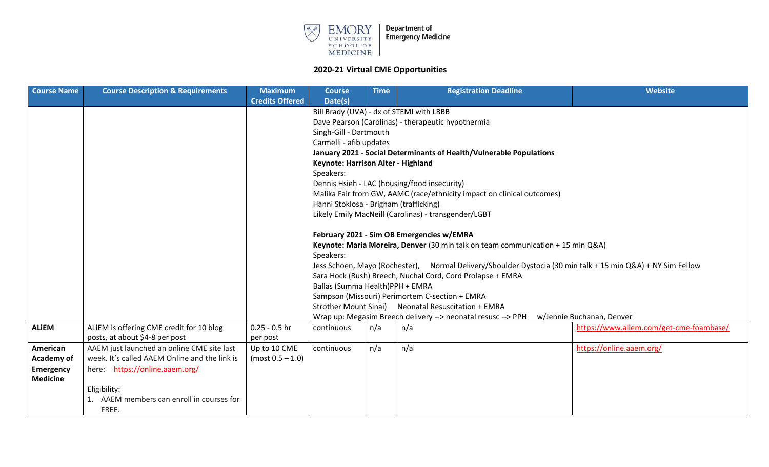## 2020-21 Virtual CME Opportunities

| Course Name | Course Description & Requirements | Maximum Credits Offered | Course Date(s) | Time | Registration Deadline | Website |
|---|---|---|---|---|---|---|
| | | | Bill Brady (UVA) - dx of STEMI with LBBB<br>Dave Pearson (Carolinas) - therapeutic hypothermia<br>Singh-Gill - Dartmouth<br>Carmelli - afib updates<br>**January 2021 - Social Determinants of Health/Vulnerable Populations**<br>**Keynote: Harrison Alter - Highland**<br>Speakers:<br>Dennis Hsieh - LAC (housing/food insecurity)<br>Malika Fair from GW, AAMC (race/ethnicity impact on clinical outcomes)<br>Hanni Stoklosa - Brigham (trafficking)<br>Likely Emily MacNeill (Carolinas) - transgender/LGBT<br><br>**February 2021 - Sim OB Emergencies w/EMRA**<br>**Keynote: Maria Moreira, Denver** (30 min talk on team communication + 15 min Q&A)<br>Speakers:<br>Jess Schoen, Mayo (Rochester), Normal Delivery/Shoulder Dystocia (30 min talk + 15 min Q&A) + NY Sim Fellow<br>Sara Hock (Rush) Breech, Nuchal Cord, Cord Prolapse + EMRA<br>Ballas (Summa Health)PPH + EMRA<br>Sampson (Missouri) Perimortem C-section + EMRA<br>Strother Mount Sinai) Neonatal Resuscitation + EMRA<br>Wrap up: Megasim Breech delivery --> neonatal resusc --> PPH w/Jennie Buchanan, Denver | | | |
| **ALiEM** | ALiEM is offering CME credit for 10 blog posts, at about $4-8 per post | 0.25 - 0.5 hr per post | continuous | n/a | n/a | https://www.aliem.com/get-cme-foambase/ |
| **American Academy of Emergency Medicine** | AAEM just launched an online CME site last week. It's called AAEM Online and the link is here: https://online.aaem.org/<br><br>Eligibility:<br>1. AAEM members can enroll in courses for FREE. | Up to 10 CME (most 0.5 – 1.0) | continuous | n/a | n/a | https://online.aaem.org/ |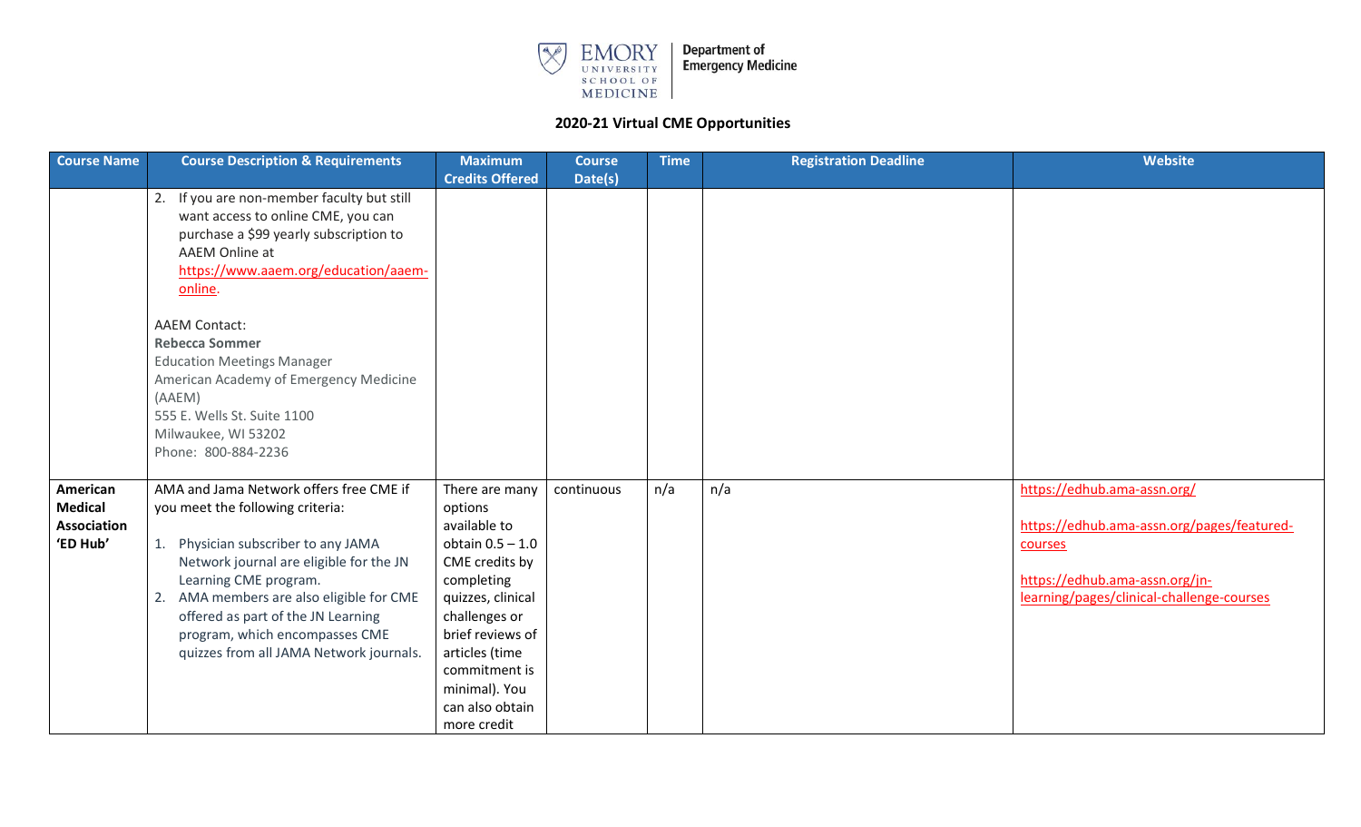**2020-21 Virtual CME Opportunities**

| Course Name | Course Description & Requirements | Maximum Credits Offered | Course Date(s) | Time | Registration Deadline | Website |
| --- | --- | --- | --- | --- | --- | --- |
| | 2. If you are non-member faculty but still want access to online CME, you can purchase a $99 yearly subscription to AAEM Online at https://www.aaem.org/education/aaem-online.<br><br>AAEM Contact:<br>**Rebecca Sommer**<br>Education Meetings Manager<br>American Academy of Emergency Medicine (AAEM)<br>555 E. Wells St. Suite 1100<br>Milwaukee, WI 53202<br>Phone: 800-884-2236 | | | | | |
| **American Medical Association 'ED Hub'** | AMA and Jama Network offers free CME if you meet the following criteria:<br><br>1. Physician subscriber to any JAMA Network journal are eligible for the JN Learning CME program.<br>2. AMA members are also eligible for CME offered as part of the JN Learning program, which encompasses CME quizzes from all JAMA Network journals. | There are many options available to obtain 0.5 – 1.0 CME credits by completing quizzes, clinical challenges or brief reviews of articles (time commitment is minimal). You can also obtain more credit | continuous | n/a | n/a | https://edhub.ama-assn.org/<br><br>https://edhub.ama-assn.org/pages/featured-courses<br><br>https://edhub.ama-assn.org/jn-learning/pages/clinical-challenge-courses |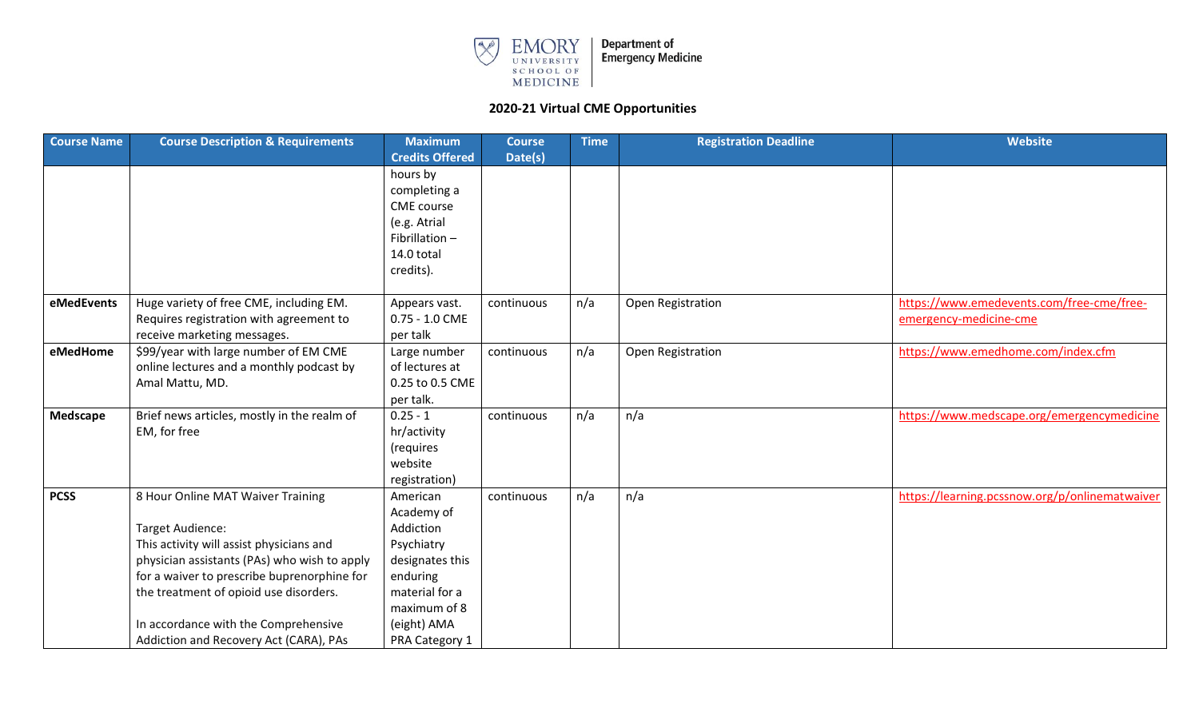**2020-21 Virtual CME Opportunities**

| Course Name | Course Description & Requirements | Maximum Credits Offered | Course Date(s) | Time | Registration Deadline | Website |
|---|---|---|---|---|---|---|
| | | hours by completing a CME course (e.g. Atrial Fibrillation – 14.0 total credits). | | | | |
| **eMedEvents** | Huge variety of free CME, including EM. Requires registration with agreement to receive marketing messages. | Appears vast. 0.75 - 1.0 CME per talk | continuous | n/a | Open Registration | https://www.emedevents.com/free-cme/free-emergency-medicine-cme |
| **eMedHome** | $99/year with large number of EM CME online lectures and a monthly podcast by Amal Mattu, MD. | Large number of lectures at 0.25 to 0.5 CME per talk. | continuous | n/a | Open Registration | https://www.emedhome.com/index.cfm |
| **Medscape** | Brief news articles, mostly in the realm of EM, for free | 0.25 - 1 hr/activity (requires website registration) | continuous | n/a | n/a | https://www.medscape.org/emergencymedicine |
| **PCSS** | 8 Hour Online MAT Waiver Training<br><br>Target Audience:<br>This activity will assist physicians and physician assistants (PAs) who wish to apply for a waiver to prescribe buprenorphine for the treatment of opioid use disorders.<br><br>In accordance with the Comprehensive Addiction and Recovery Act (CARA), PAs | American Academy of Addiction Psychiatry designates this enduring material for a maximum of 8 (eight) AMA PRA Category 1 | continuous | n/a | n/a | https://learning.pcssnow.org/p/onlinematwaiver |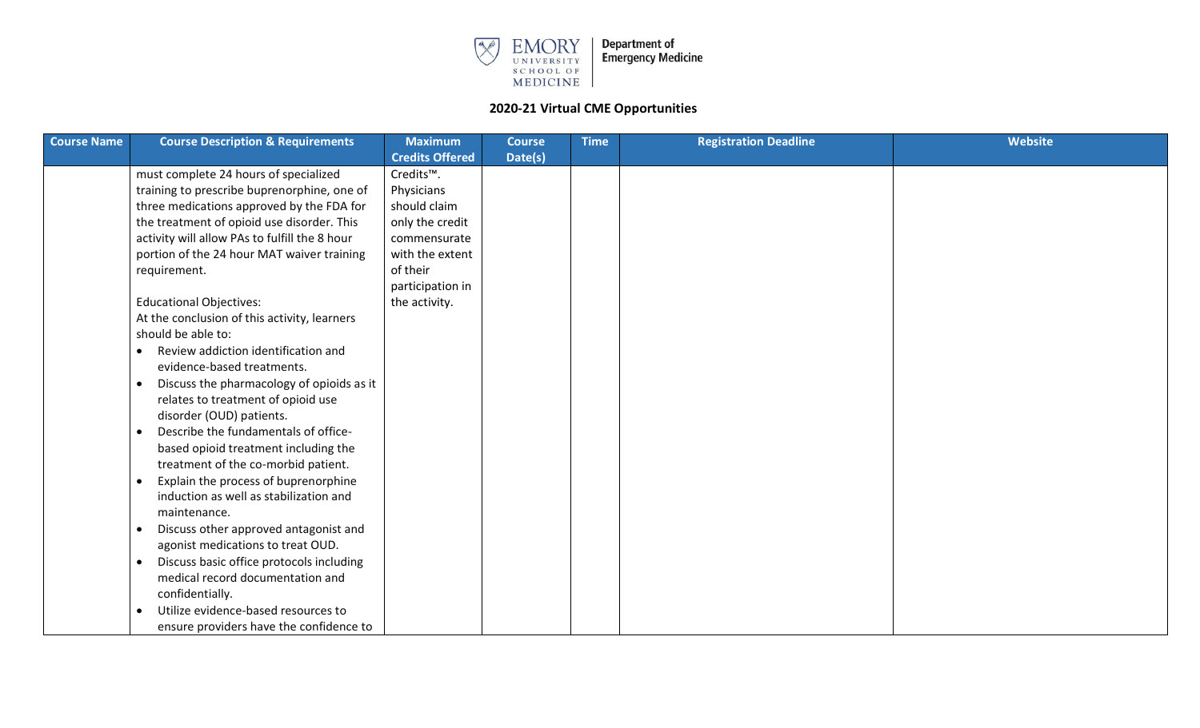**2020-21 Virtual CME Opportunities**

| Course Name | Course Description & Requirements | Maximum Credits Offered | Course Date(s) | Time | Registration Deadline | Website |
|---|---|---|---|---|---|---|
| | must complete 24 hours of specialized training to prescribe buprenorphine, one of three medications approved by the FDA for the treatment of opioid use disorder. This activity will allow PAs to fulfill the 8 hour portion of the 24 hour MAT waiver training requirement.<br><br>Educational Objectives:<br>At the conclusion of this activity, learners should be able to:<br>• Review addiction identification and evidence-based treatments.<br>• Discuss the pharmacology of opioids as it relates to treatment of opioid use disorder (OUD) patients.<br>• Describe the fundamentals of office-based opioid treatment including the treatment of the co-morbid patient.<br>• Explain the process of buprenorphine induction as well as stabilization and maintenance.<br>• Discuss other approved antagonist and agonist medications to treat OUD.<br>• Discuss basic office protocols including medical record documentation and confidentially.<br>• Utilize evidence-based resources to ensure providers have the confidence to | Credits™. Physicians should claim only the credit commensurate with the extent of their participation in the activity. | | | | |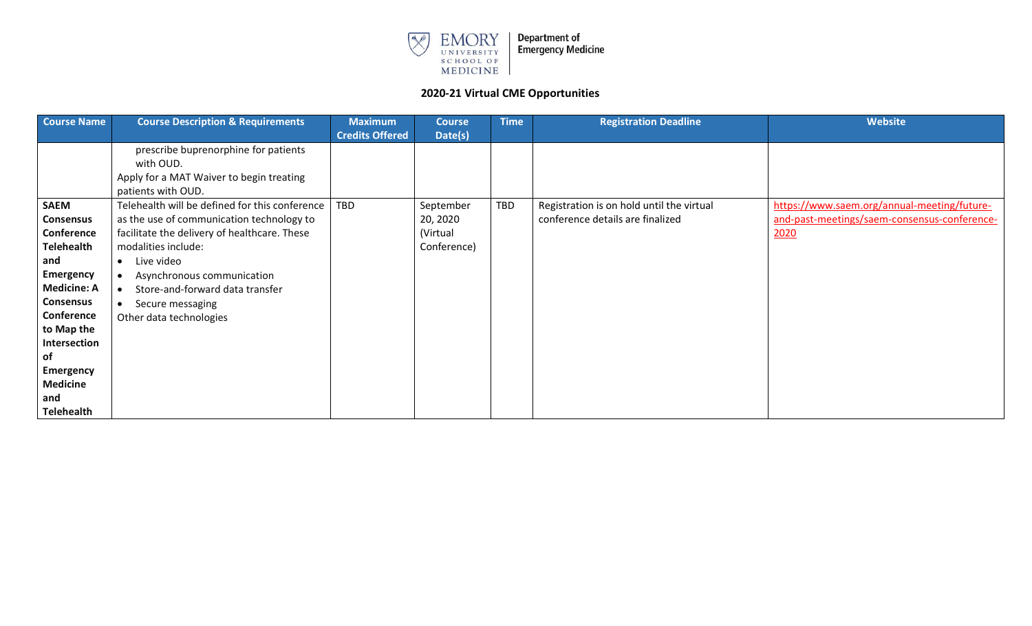## 2020-21 Virtual CME Opportunities

| Course Name | Course Description & Requirements | Maximum Credits Offered | Course Date(s) | Time | Registration Deadline | Website |
|---|---|---|---|---|---|---|
| | prescribe buprenorphine for patients with OUD.<br>Apply for a MAT Waiver to begin treating patients with OUD. | | | | | |
| **SAEM Consensus Conference Telehealth and Emergency Medicine: A Consensus Conference to Map the Intersection of Emergency Medicine and Telehealth** | Telehealth will be defined for this conference as the use of communication technology to facilitate the delivery of healthcare. These modalities include:<br>• Live video<br>• Asynchronous communication<br>• Store-and-forward data transfer<br>• Secure messaging<br>Other data technologies | TBD | September 20, 2020 (Virtual Conference) | TBD | Registration is on hold until the virtual conference details are finalized | https://www.saem.org/annual-meeting/future-and-past-meetings/saem-consensus-conference-2020 |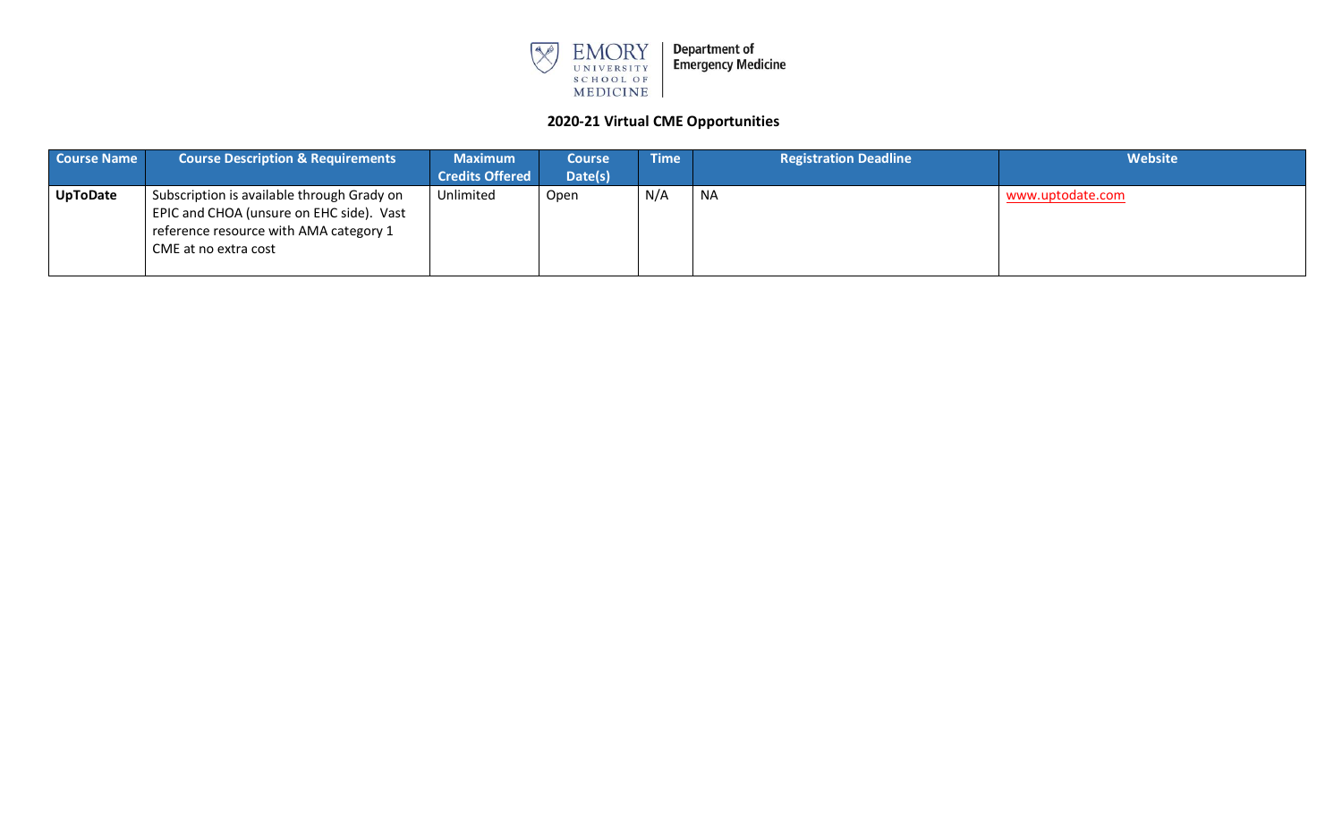Department of Emergency Medicine

## 2020-21 Virtual CME Opportunities

| Course Name | Course Description & Requirements | Maximum Credits Offered | Course Date(s) | Time | Registration Deadline | Website |
|---|---|---|---|---|---|---|
| **UpToDate** | Subscription is available through Grady on EPIC and CHOA (unsure on EHC side). Vast reference resource with AMA category 1 CME at no extra cost | Unlimited | Open | N/A | NA | www.uptodate.com |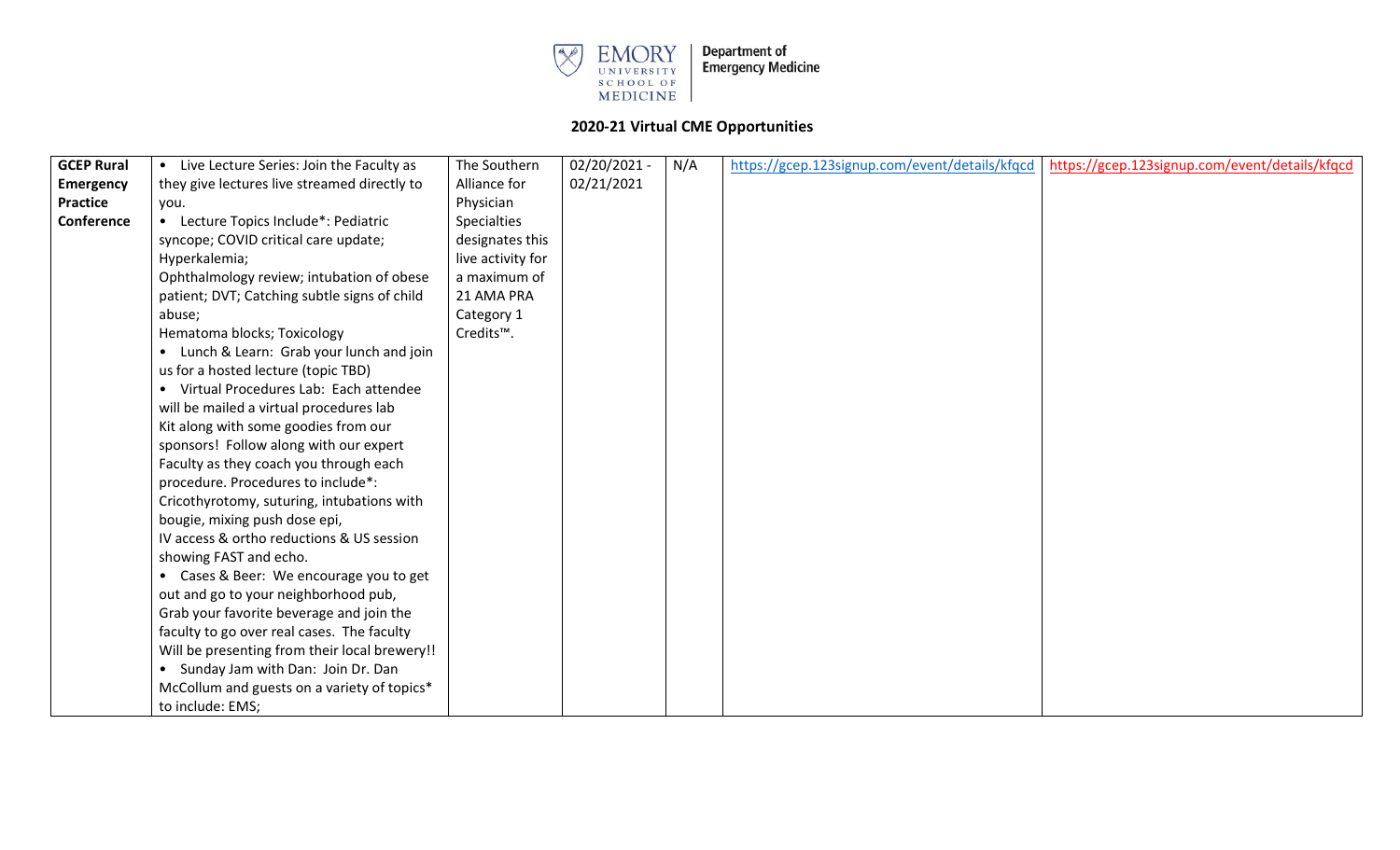**Emory University School of Medicine | Department of Emergency Medicine**

## 2020-21 Virtual CME Opportunities

| | | | | | | |
|---|---|---|---|---|---|---|
| **GCEP Rural Emergency Practice Conference** | • Live Lecture Series: Join the Faculty as they give lectures live streamed directly to you.<br>• Lecture Topics Include*: Pediatric syncope; COVID critical care update; Hyperkalemia; Ophthalmology review; intubation of obese patient; DVT; Catching subtle signs of child abuse; Hematoma blocks; Toxicology<br>• Lunch & Learn: Grab your lunch and join us for a hosted lecture (topic TBD)<br>• Virtual Procedures Lab: Each attendee will be mailed a virtual procedures lab Kit along with some goodies from our sponsors! Follow along with our expert Faculty as they coach you through each procedure. Procedures to include*: Cricothyrotomy, suturing, intubations with bougie, mixing push dose epi, IV access & ortho reductions & US session showing FAST and echo.<br>• Cases & Beer: We encourage you to get out and go to your neighborhood pub, Grab your favorite beverage and join the faculty to go over real cases. The faculty Will be presenting from their local brewery!!<br>• Sunday Jam with Dan: Join Dr. Dan McCollum and guests on a variety of topics* to include: EMS; | The Southern Alliance for Physician Specialties designates this live activity for a maximum of 21 AMA PRA Category 1 Credits™. | 02/20/2021 - 02/21/2021 | N/A | https://gcep.123signup.com/event/details/kfqcd | https://gcep.123signup.com/event/details/kfqcd |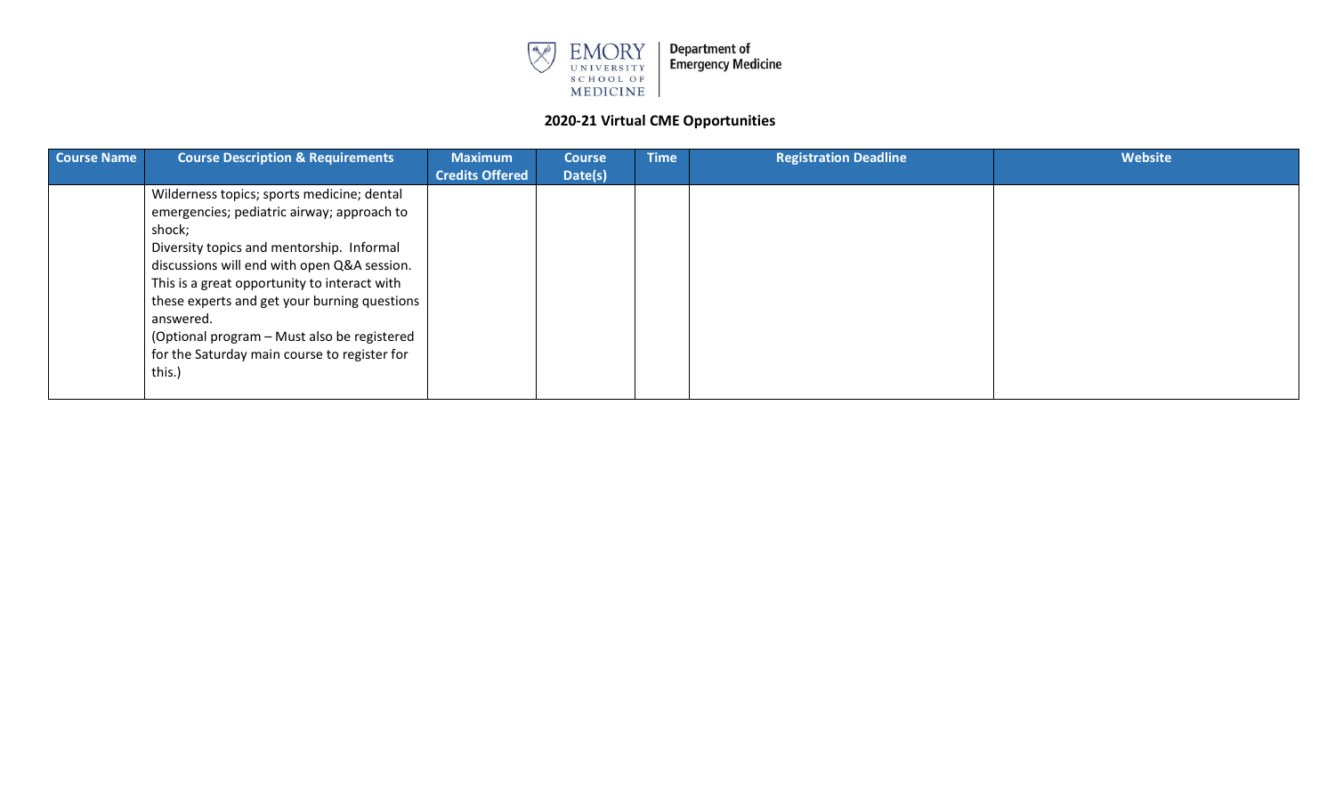**Emory University School of Medicine — Department of Emergency Medicine**

## 2020-21 Virtual CME Opportunities

| Course Name | Course Description & Requirements | Maximum Credits Offered | Course Date(s) | Time | Registration Deadline | Website |
|---|---|---|---|---|---|---|
| | Wilderness topics; sports medicine; dental emergencies; pediatric airway; approach to shock;<br>Diversity topics and mentorship. Informal discussions will end with open Q&A session. This is a great opportunity to interact with these experts and get your burning questions answered.<br>(Optional program – Must also be registered for the Saturday main course to register for this.) | | | | | |